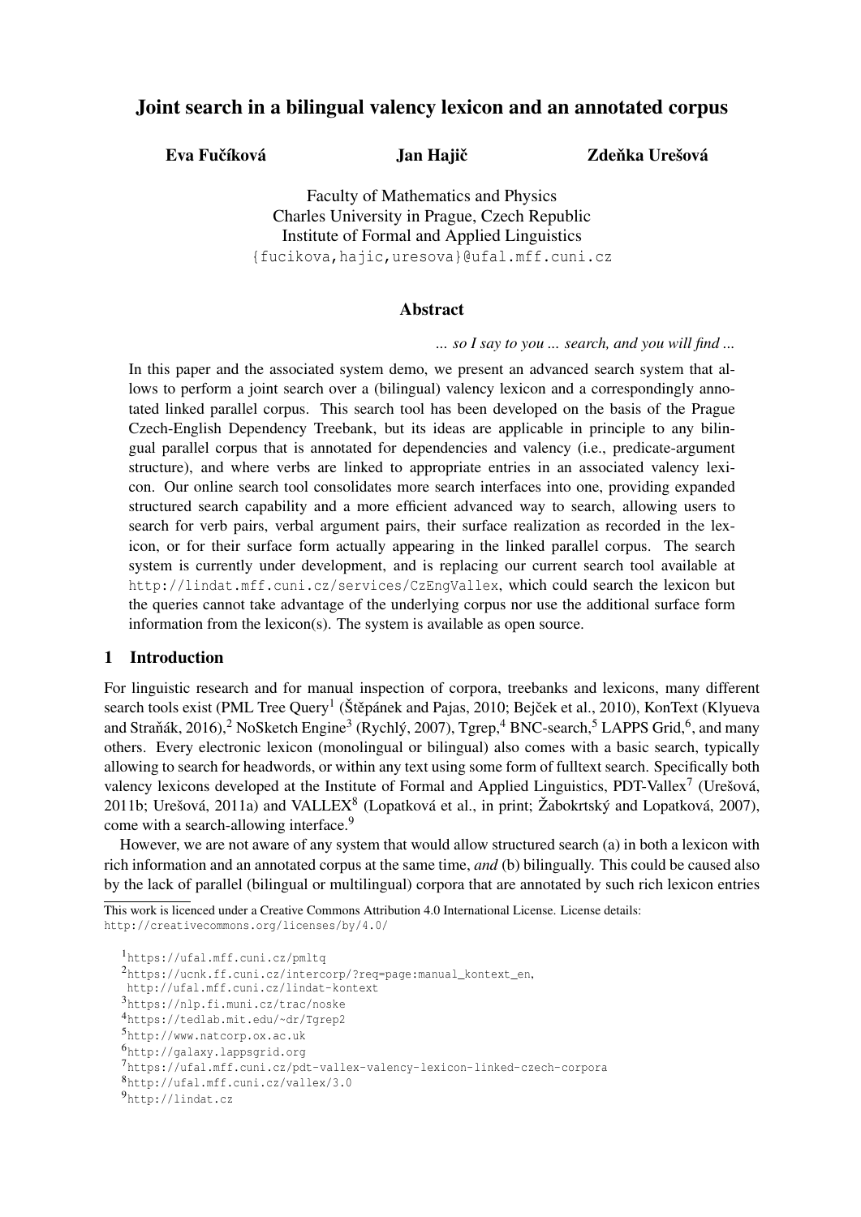# Joint search in a bilingual valency lexicon and an annotated corpus

**Eva Fučíková** **Jan Hajič** **Zdeňka Urešová**

Faculty of Mathematics and Physics
Charles University in Prague, Czech Republic
Institute of Formal and Applied Linguistics
{fucikova,hajic,uresova}@ufal.mff.cuni.cz

## Abstract

*... so I say to you ... search, and you will find ...*

In this paper and the associated system demo, we present an advanced search system that allows to perform a joint search over a (bilingual) valency lexicon and a correspondingly annotated linked parallel corpus. This search tool has been developed on the basis of the Prague Czech-English Dependency Treebank, but its ideas are applicable in principle to any bilingual parallel corpus that is annotated for dependencies and valency (i.e., predicate-argument structure), and where verbs are linked to appropriate entries in an associated valency lexicon. Our online search tool consolidates more search interfaces into one, providing expanded structured search capability and a more efficient advanced way to search, allowing users to search for verb pairs, verbal argument pairs, their surface realization as recorded in the lexicon, or for their surface form actually appearing in the linked parallel corpus. The search system is currently under development, and is replacing our current search tool available at http://lindat.mff.cuni.cz/services/CzEngVallex, which could search the lexicon but the queries cannot take advantage of the underlying corpus nor use the additional surface form information from the lexicon(s). The system is available as open source.

## 1 Introduction

For linguistic research and for manual inspection of corpora, treebanks and lexicons, many different search tools exist (PML Tree Query[1] (Štěpánek and Pajas, 2010; Bejček et al., 2010), KonText (Klyueva and Straňák, 2016),[2] NoSketch Engine[3] (Rychlý, 2007), Tgrep,[4] BNC-search,[5] LAPPS Grid,[6], and many others. Every electronic lexicon (monolingual or bilingual) also comes with a basic search, typically allowing to search for headwords, or within any text using some form of fulltext search. Specifically both valency lexicons developed at the Institute of Formal and Applied Linguistics, PDT-Vallex[7] (Urešová, 2011b; Urešová, 2011a) and VALLEX[8] (Lopatková et al., in print; Žabokrtský and Lopatková, 2007), come with a search-allowing interface.[9]

However, we are not aware of any system that would allow structured search (a) in both a lexicon with rich information and an annotated corpus at the same time, *and* (b) bilingually. This could be caused also by the lack of parallel (bilingual or multilingual) corpora that are annotated by such rich lexicon entries

This work is licenced under a Creative Commons Attribution 4.0 International License. License details: http://creativecommons.org/licenses/by/4.0/

[1] https://ufal.mff.cuni.cz/pmltq
[2] https://ucnk.ff.cuni.cz/intercorp/?req=page:manual_kontext_en, http://ufal.mff.cuni.cz/lindat-kontext
[3] https://nlp.fi.muni.cz/trac/noske
[4] https://tedlab.mit.edu/~dr/Tgrep2
[5] http://www.natcorp.ox.ac.uk
[6] http://galaxy.lappsgrid.org
[7] https://ufal.mff.cuni.cz/pdt-vallex-valency-lexicon-linked-czech-corpora
[8] http://ufal.mff.cuni.cz/vallex/3.0
[9] http://lindat.cz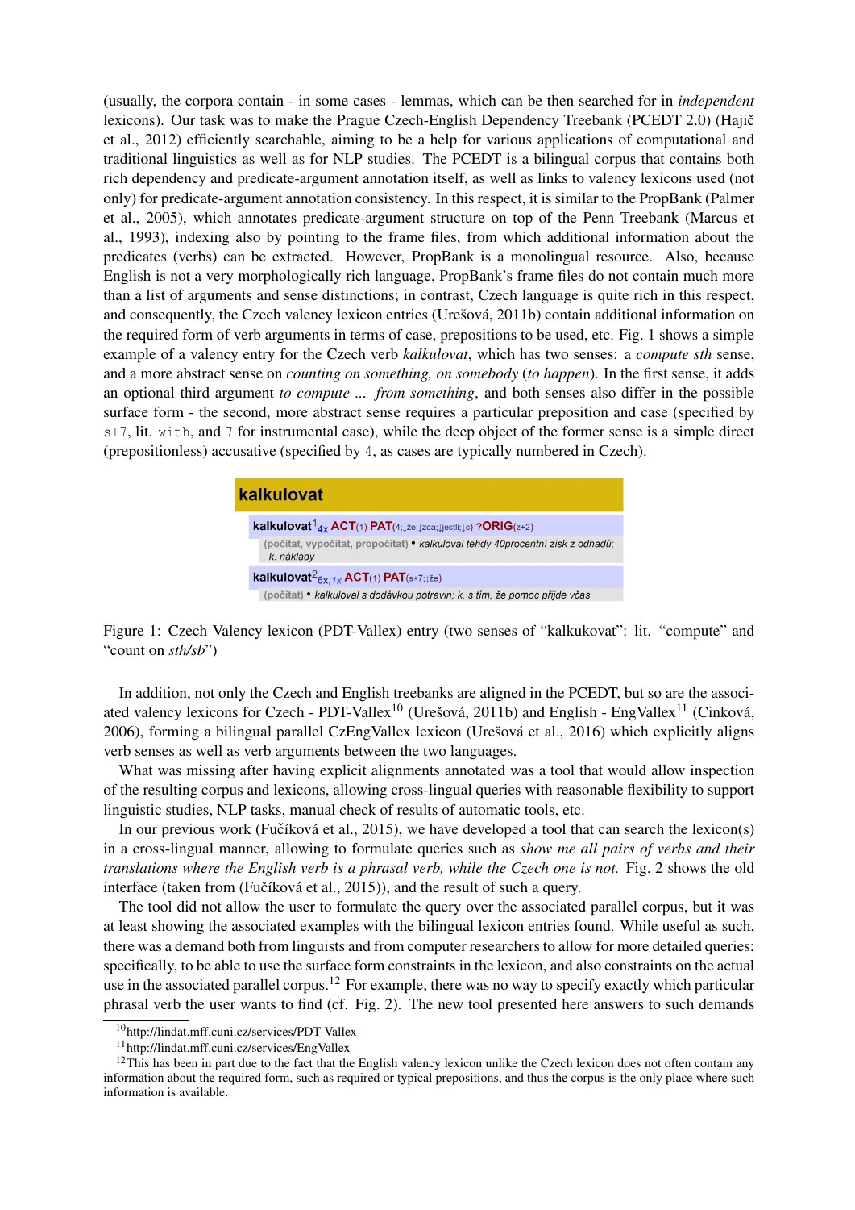(usually, the corpora contain - in some cases - lemmas, which can be then searched for in *independent* lexicons). Our task was to make the Prague Czech-English Dependency Treebank (PCEDT 2.0) (Hajič et al., 2012) efficiently searchable, aiming to be a help for various applications of computational and traditional linguistics as well as for NLP studies. The PCEDT is a bilingual corpus that contains both rich dependency and predicate-argument annotation itself, as well as links to valency lexicons used (not only) for predicate-argument annotation consistency. In this respect, it is similar to the PropBank (Palmer et al., 2005), which annotates predicate-argument structure on top of the Penn Treebank (Marcus et al., 1993), indexing also by pointing to the frame files, from which additional information about the predicates (verbs) can be extracted. However, PropBank is a monolingual resource. Also, because English is not a very morphologically rich language, PropBank's frame files do not contain much more than a list of arguments and sense distinctions; in contrast, Czech language is quite rich in this respect, and consequently, the Czech valency lexicon entries (Urešová, 2011b) contain additional information on the required form of verb arguments in terms of case, prepositions to be used, etc. Fig. 1 shows a simple example of a valency entry for the Czech verb *kalkulovat*, which has two senses: a *compute sth* sense, and a more abstract sense on *counting on something, on somebody* (*to happen*). In the first sense, it adds an optional third argument *to compute ... from something*, and both senses also differ in the possible surface form - the second, more abstract sense requires a particular preposition and case (specified by `s+7`, lit. `with`, and `7` for instrumental case), while the deep object of the former sense is a simple direct (prepositionless) accusative (specified by `4`, as cases are typically numbered in Czech).

**kalkulovat**

**kalkulovat**[1] $_{4x}$ **ACT**(1) **PAT**(4;↓že;↓zda;↓jestli;↓c) **?ORIG**(z+2)
(počítat, vypočítat, propočítat) • *kalkuloval tehdy 40procentní zisk z odhadů; k. náklady*

**kalkulovat**[2] $_{6x,1x}$ **ACT**(1) **PAT**(s+7;↓že)
(počítat) • *kalkuloval s dodávkou potravin; k. s tím, že pomoc přijde včas*

Figure 1: Czech Valency lexicon (PDT-Vallex) entry (two senses of "kalkukovat": lit. "compute" and "count on *sth/sb*")

In addition, not only the Czech and English treebanks are aligned in the PCEDT, but so are the associated valency lexicons for Czech - PDT-Vallex[10] (Urešová, 2011b) and English - EngVallex[11] (Cinková, 2006), forming a bilingual parallel CzEngVallex lexicon (Urešová et al., 2016) which explicitly aligns verb senses as well as verb arguments between the two languages.

What was missing after having explicit alignments annotated was a tool that would allow inspection of the resulting corpus and lexicons, allowing cross-lingual queries with reasonable flexibility to support linguistic studies, NLP tasks, manual check of results of automatic tools, etc.

In our previous work (Fučíková et al., 2015), we have developed a tool that can search the lexicon(s) in a cross-lingual manner, allowing to formulate queries such as *show me all pairs of verbs and their translations where the English verb is a phrasal verb, while the Czech one is not.* Fig. 2 shows the old interface (taken from (Fučíková et al., 2015)), and the result of such a query.

The tool did not allow the user to formulate the query over the associated parallel corpus, but it was at least showing the associated examples with the bilingual lexicon entries found. While useful as such, there was a demand both from linguists and from computer researchers to allow for more detailed queries: specifically, to be able to use the surface form constraints in the lexicon, and also constraints on the actual use in the associated parallel corpus.[12] For example, there was no way to specify exactly which particular phrasal verb the user wants to find (cf. Fig. 2). The new tool presented here answers to such demands

[10] http://lindat.mff.cuni.cz/services/PDT-Vallex

[11] http://lindat.mff.cuni.cz/services/EngVallex

[12] This has been in part due to the fact that the English valency lexicon unlike the Czech lexicon does not often contain any information about the required form, such as required or typical prepositions, and thus the corpus is the only place where such information is available.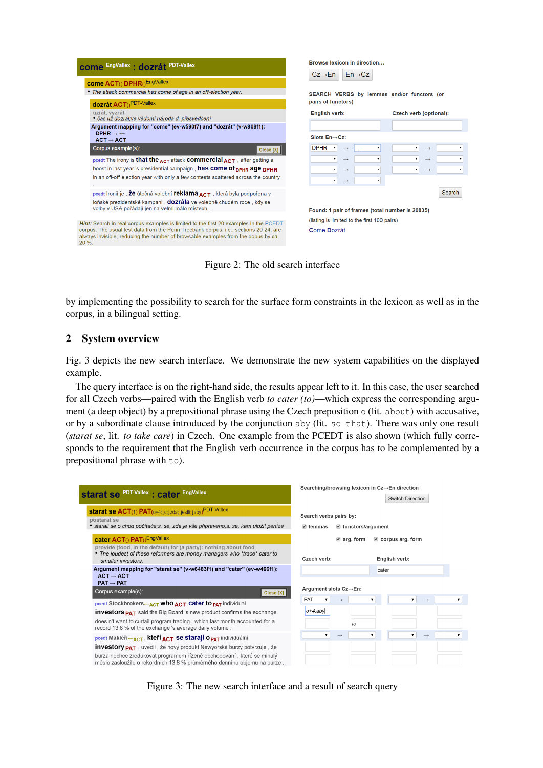Figure 2: The old search interface

by implementing the possibility to search for the surface form constraints in the lexicon as well as in the corpus, in a bilingual setting.

## 2 System overview

Fig. 3 depicts the new search interface. We demonstrate the new system capabilities on the displayed example.

The query interface is on the right-hand side, the results appear left to it. In this case, the user searched for all Czech verbs—paired with the English verb *to cater (to)*—which express the corresponding argument (a deep object) by a prepositional phrase using the Czech preposition `o` (lit. `about`) with accusative, or by a subordinate clause introduced by the conjunction `aby` (lit. `so that`). There was only one result (*starat se*, lit. *to take care*) in Czech. One example from the PCEDT is also shown (which fully corresponds to the requirement that the English verb occurrence in the corpus has to be complemented by a prepositional phrase with `to`).

Figure 3: The new search interface and a result of search query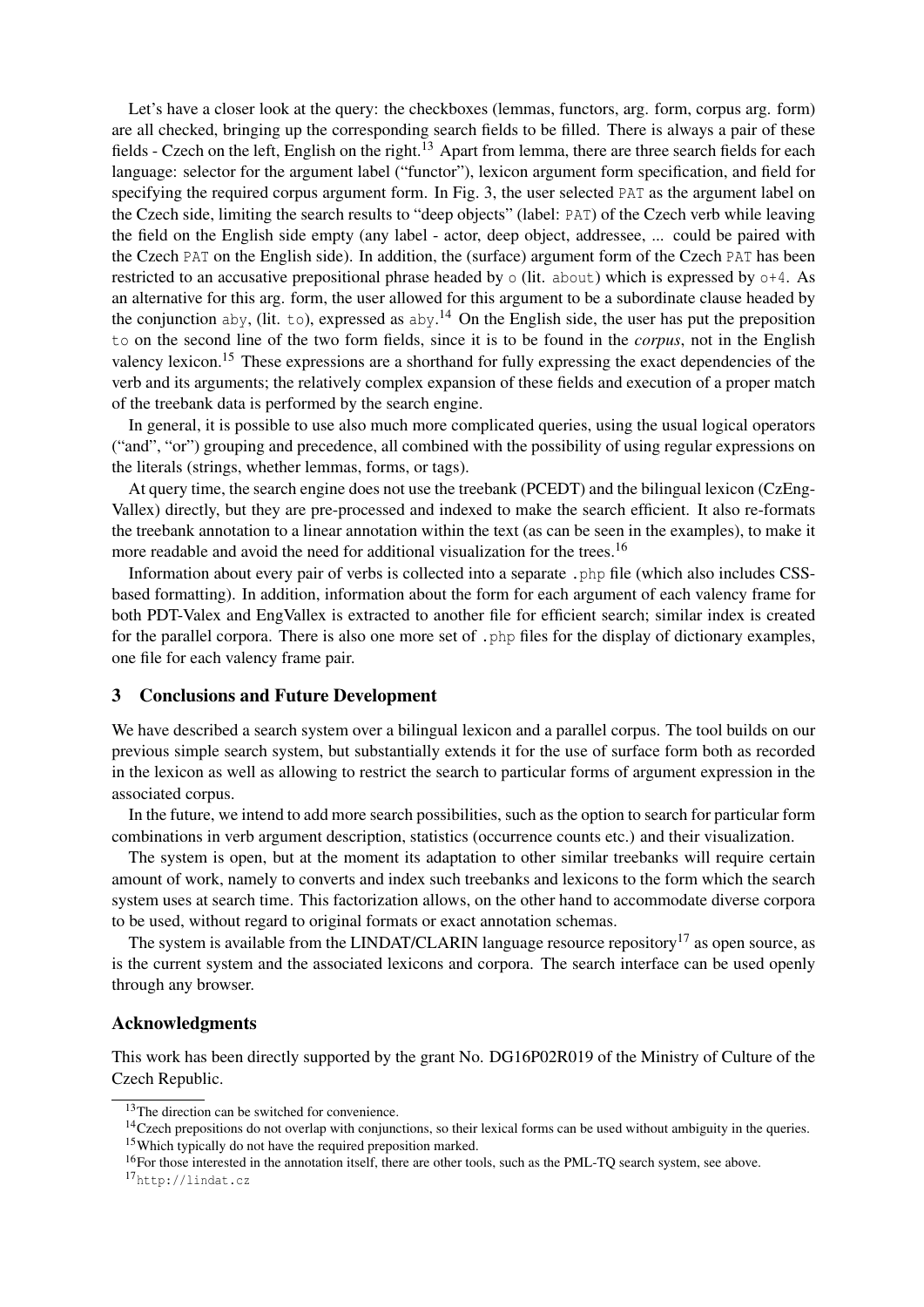Let's have a closer look at the query: the checkboxes (lemmas, functors, arg. form, corpus arg. form) are all checked, bringing up the corresponding search fields to be filled. There is always a pair of these fields - Czech on the left, English on the right.[13] Apart from lemma, there are three search fields for each language: selector for the argument label ("functor"), lexicon argument form specification, and field for specifying the required corpus argument form. In Fig. 3, the user selected `PAT` as the argument label on the Czech side, limiting the search results to "deep objects" (label: `PAT`) of the Czech verb while leaving the field on the English side empty (any label - actor, deep object, addressee, ... could be paired with the Czech `PAT` on the English side). In addition, the (surface) argument form of the Czech `PAT` has been restricted to an accusative prepositional phrase headed by `o` (lit. `about`) which is expressed by `o+4`. As an alternative for this arg. form, the user allowed for this argument to be a subordinate clause headed by the conjunction `aby`, (lit. `to`), expressed as `aby`.[14] On the English side, the user has put the preposition `to` on the second line of the two form fields, since it is to be found in the *corpus*, not in the English valency lexicon.[15] These expressions are a shorthand for fully expressing the exact dependencies of the verb and its arguments; the relatively complex expansion of these fields and execution of a proper match of the treebank data is performed by the search engine.

In general, it is possible to use also much more complicated queries, using the usual logical operators ("and", "or") grouping and precedence, all combined with the possibility of using regular expressions on the literals (strings, whether lemmas, forms, or tags).

At query time, the search engine does not use the treebank (PCEDT) and the bilingual lexicon (CzEng-Vallex) directly, but they are pre-processed and indexed to make the search efficient. It also re-formats the treebank annotation to a linear annotation within the text (as can be seen in the examples), to make it more readable and avoid the need for additional visualization for the trees.[16]

Information about every pair of verbs is collected into a separate `.php` file (which also includes CSS-based formatting). In addition, information about the form for each argument of each valency frame for both PDT-Valex and EngVallex is extracted to another file for efficient search; similar index is created for the parallel corpora. There is also one more set of `.php` files for the display of dictionary examples, one file for each valency frame pair.

## 3 Conclusions and Future Development

We have described a search system over a bilingual lexicon and a parallel corpus. The tool builds on our previous simple search system, but substantially extends it for the use of surface form both as recorded in the lexicon as well as allowing to restrict the search to particular forms of argument expression in the associated corpus.

In the future, we intend to add more search possibilities, such as the option to search for particular form combinations in verb argument description, statistics (occurrence counts etc.) and their visualization.

The system is open, but at the moment its adaptation to other similar treebanks will require certain amount of work, namely to converts and index such treebanks and lexicons to the form which the search system uses at search time. This factorization allows, on the other hand to accommodate diverse corpora to be used, without regard to original formats or exact annotation schemas.

The system is available from the LINDAT/CLARIN language resource repository[17] as open source, as is the current system and the associated lexicons and corpora. The search interface can be used openly through any browser.

### Acknowledgments

This work has been directly supported by the grant No. DG16P02R019 of the Ministry of Culture of the Czech Republic.

---

[13] The direction can be switched for convenience.

[14] Czech prepositions do not overlap with conjunctions, so their lexical forms can be used without ambiguity in the queries.

[15] Which typically do not have the required preposition marked.

[16] For those interested in the annotation itself, there are other tools, such as the PML-TQ search system, see above.

[17] `http://lindat.cz`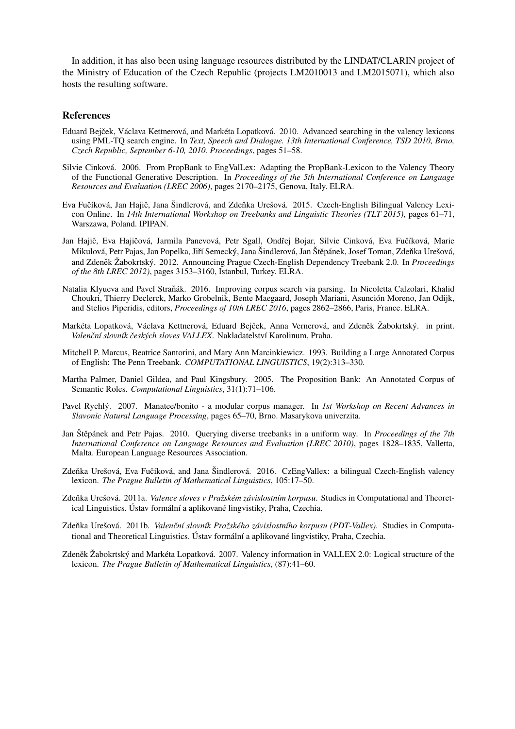In addition, it has also been using language resources distributed by the LINDAT/CLARIN project of the Ministry of Education of the Czech Republic (projects LM2010013 and LM2015071), which also hosts the resulting software.

## References

Eduard Bejček, Václava Kettnerová, and Markéta Lopatková. 2010. Advanced searching in the valency lexicons using PML-TQ search engine. In *Text, Speech and Dialogue. 13th International Conference, TSD 2010, Brno, Czech Republic, September 6-10, 2010. Proceedings*, pages 51–58.

Silvie Cinková. 2006. From PropBank to EngValLex: Adapting the PropBank-Lexicon to the Valency Theory of the Functional Generative Description. In *Proceedings of the 5th International Conference on Language Resources and Evaluation (LREC 2006)*, pages 2170–2175, Genova, Italy. ELRA.

Eva Fučíková, Jan Hajič, Jana Šindlerová, and Zdeňka Urešová. 2015. Czech-English Bilingual Valency Lexicon Online. In *14th International Workshop on Treebanks and Linguistic Theories (TLT 2015)*, pages 61–71, Warszawa, Poland. IPIPAN.

Jan Hajič, Eva Hajičová, Jarmila Panevová, Petr Sgall, Ondřej Bojar, Silvie Cinková, Eva Fučíková, Marie Mikulová, Petr Pajas, Jan Popelka, Jiří Semecký, Jana Šindlerová, Jan Štěpánek, Josef Toman, Zdeňka Urešová, and Zdeněk Žabokrtský. 2012. Announcing Prague Czech-English Dependency Treebank 2.0. In *Proceedings of the 8th LREC 2012)*, pages 3153–3160, Istanbul, Turkey. ELRA.

Natalia Klyueva and Pavel Straňák. 2016. Improving corpus search via parsing. In Nicoletta Calzolari, Khalid Choukri, Thierry Declerck, Marko Grobelnik, Bente Maegaard, Joseph Mariani, Asunción Moreno, Jan Odijk, and Stelios Piperidis, editors, *Proceedings of 10th LREC 2016*, pages 2862–2866, Paris, France. ELRA.

Markéta Lopatková, Václava Kettnerová, Eduard Bejček, Anna Vernerová, and Zdeněk Žabokrtský. in print. *Valenční slovník českých sloves VALLEX*. Nakladatelství Karolinum, Praha.

Mitchell P. Marcus, Beatrice Santorini, and Mary Ann Marcinkiewicz. 1993. Building a Large Annotated Corpus of English: The Penn Treebank. *COMPUTATIONAL LINGUISTICS*, 19(2):313–330.

Martha Palmer, Daniel Gildea, and Paul Kingsbury. 2005. The Proposition Bank: An Annotated Corpus of Semantic Roles. *Computational Linguistics*, 31(1):71–106.

Pavel Rychlý. 2007. Manatee/bonito - a modular corpus manager. In *1st Workshop on Recent Advances in Slavonic Natural Language Processing*, pages 65–70, Brno. Masarykova univerzita.

Jan Štěpánek and Petr Pajas. 2010. Querying diverse treebanks in a uniform way. In *Proceedings of the 7th International Conference on Language Resources and Evaluation (LREC 2010)*, pages 1828–1835, Valletta, Malta. European Language Resources Association.

Zdeňka Urešová, Eva Fučíková, and Jana Šindlerová. 2016. CzEngVallex: a bilingual Czech-English valency lexicon. *The Prague Bulletin of Mathematical Linguistics*, 105:17–50.

Zdeňka Urešová. 2011a. *Valence sloves v Pražském závislostním korpusu*. Studies in Computational and Theoretical Linguistics. Ústav formální a aplikované lingvistiky, Praha, Czechia.

Zdeňka Urešová. 2011b. *Valenční slovník Pražského závislostního korpusu (PDT-Vallex)*. Studies in Computational and Theoretical Linguistics. Ústav formální a aplikované lingvistiky, Praha, Czechia.

Zdeněk Žabokrtský and Markéta Lopatková. 2007. Valency information in VALLEX 2.0: Logical structure of the lexicon. *The Prague Bulletin of Mathematical Linguistics*, (87):41–60.